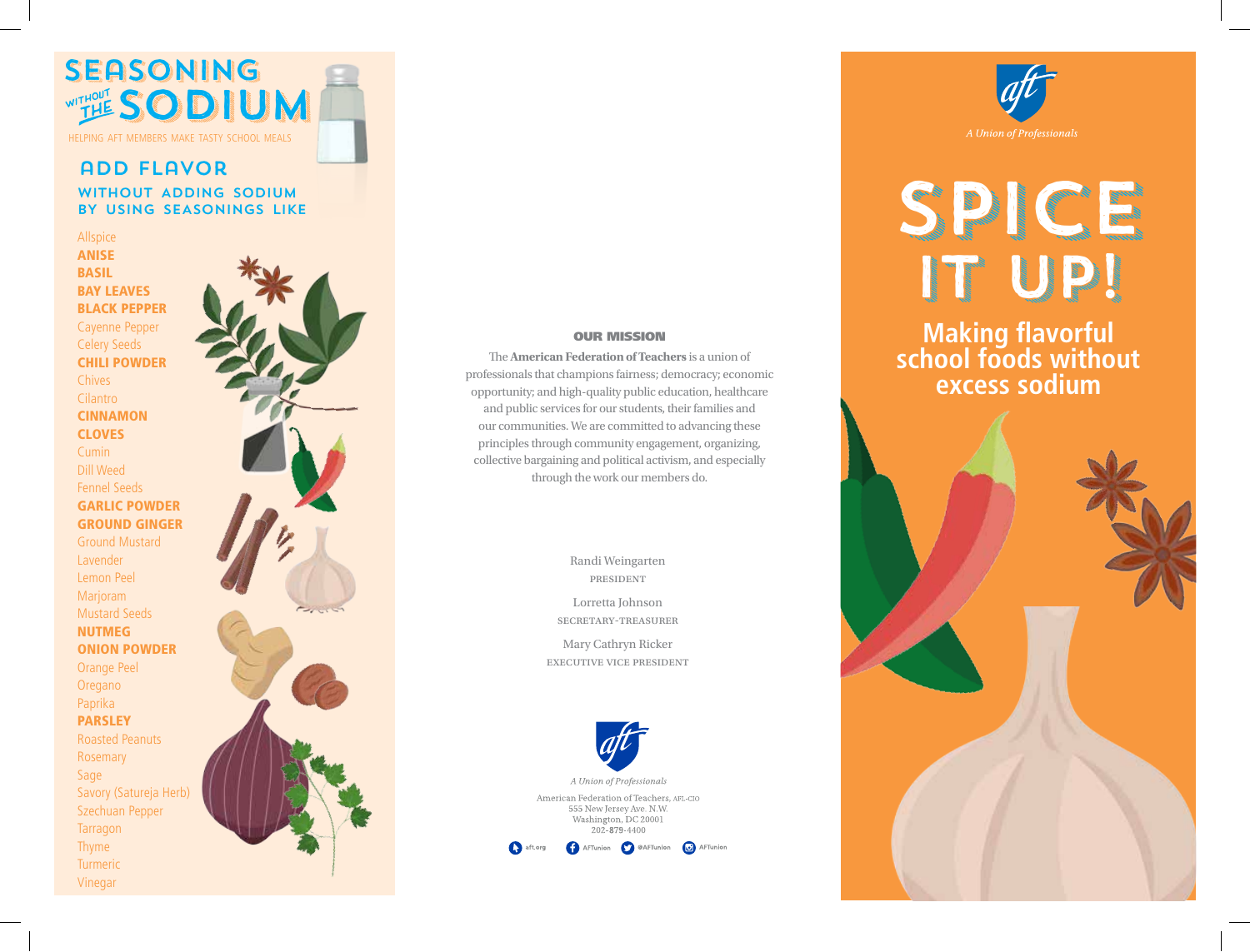# SEASONING WITHOUT THE SODIUM

HELPING AFT MEMBERS MAKE TASTY SCHOOL MEALS

## ADD FLAVOR

### WITHOUT ADDING SODIUM BY USING SEASONINGS LIKE

- Allspice
- **ANISE**
- **BASIL**
- **BAY LEAVES**
- **BLACK PEPPER**
- Cayenne Pepper
- Celery Seeds
- **CHILI POWDER**
- Chives
- Cilantro
- **CINNAMON**
- **CLOVES**
- Cumin
- Dill Weed
- Fennel Seeds
- **GARLIC POWDER**
- **GROUND GINGER**
- Ground Mustard
- Lavender
- Lemon Peel
- Marjoram
- Mustard Seeds
- **NUTMEG**
- **ONION POWDER**
- Orange Peel
- Oregano
- Paprika
- **PARSLEY**
- Roasted Peanuts
- Rosemary
- Sage
- Savory (Satureja Herb)
- Szechuan Pepper
- Tarragon
- Thyme
- Turmeric
- Vinegar

## OUR MISSION

The **American Federation of Teachers** is a union of professionals that champions fairness; democracy; economic opportunity; and high-quality public education, healthcare and public services for our students, their families and our communities. We are committed to advancing these principles through community engagement, organizing, collective bargaining and political activism, and especially through the work our members do.

Randi Weingarten
PRESIDENT

Lorretta Johnson
SECRETARY-TREASURER

Mary Cathryn Ricker
EXECUTIVE VICE PRESIDENT

*A Union of Professionals*

American Federation of Teachers, AFL-CIO
555 New Jersey Ave. N.W.
Washington, DC 20001
202-879-4400

aft.org | AFTunion | @AFTunion | AFTunion

*A Union of Professionals*

# SPICE IT UP!

## Making flavorful school foods without excess sodium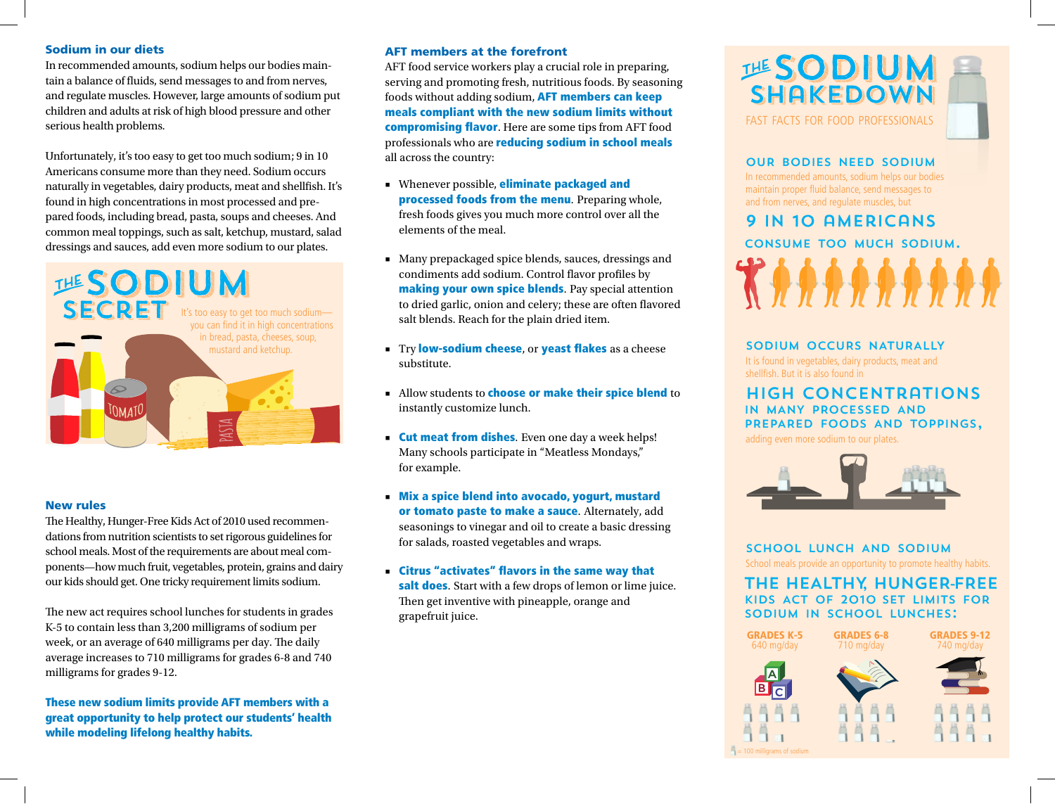## Sodium in our diets

In recommended amounts, sodium helps our bodies maintain a balance of fluids, send messages to and from nerves, and regulate muscles. However, large amounts of sodium put children and adults at risk of high blood pressure and other serious health problems.

Unfortunately, it's too easy to get too much sodium; 9 in 10 Americans consume more than they need. Sodium occurs naturally in vegetables, dairy products, meat and shellfish. It's found in high concentrations in most processed and prepared foods, including bread, pasta, soups and cheeses. And common meal toppings, such as salt, ketchup, mustard, salad dressings and sauces, add even more sodium to our plates.

### THE SODIUM SECRET

It's too easy to get too much sodium—you can find it in high concentrations in bread, pasta, cheeses, soup, mustard and ketchup.

## New rules

The Healthy, Hunger-Free Kids Act of 2010 used recommendations from nutrition scientists to set rigorous guidelines for school meals. Most of the requirements are about meal components—how much fruit, vegetables, protein, grains and dairy our kids should get. One tricky requirement limits sodium.

The new act requires school lunches for students in grades K-5 to contain less than 3,200 milligrams of sodium per week, or an average of 640 milligrams per day. The daily average increases to 710 milligrams for grades 6-8 and 740 milligrams for grades 9-12.

**These new sodium limits provide AFT members with a great opportunity to help protect our students' health while modeling lifelong healthy habits.**

## AFT members at the forefront

AFT food service workers play a crucial role in preparing, serving and promoting fresh, nutritious foods. By seasoning foods without adding sodium, **AFT members can keep meals compliant with the new sodium limits without compromising flavor**. Here are some tips from AFT food professionals who are **reducing sodium in school meals** all across the country:

- Whenever possible, **eliminate packaged and processed foods from the menu**. Preparing whole, fresh foods gives you much more control over all the elements of the meal.
- Many prepackaged spice blends, sauces, dressings and condiments add sodium. Control flavor profiles by **making your own spice blends**. Pay special attention to dried garlic, onion and celery; these are often flavored salt blends. Reach for the plain dried item.
- Try **low-sodium cheese**, or **yeast flakes** as a cheese substitute.
- Allow students to **choose or make their spice blend** to instantly customize lunch.
- **Cut meat from dishes**. Even one day a week helps! Many schools participate in "Meatless Mondays," for example.
- **Mix a spice blend into avocado, yogurt, mustard or tomato paste to make a sauce**. Alternately, add seasonings to vinegar and oil to create a basic dressing for salads, roasted vegetables and wraps.
- **Citrus "activates" flavors in the same way that salt does**. Start with a few drops of lemon or lime juice. Then get inventive with pineapple, orange and grapefruit juice.

## THE SODIUM SHAKEDOWN

FAST FACTS FOR FOOD PROFESSIONALS

### OUR BODIES NEED SODIUM

In recommended amounts, sodium helps our bodies maintain proper fluid balance, send messages to and from nerves, and regulate muscles, but

**9 IN 10 AMERICANS CONSUME TOO MUCH SODIUM.**

### SODIUM OCCURS NATURALLY

It is found in vegetables, dairy products, meat and shellfish. But it is also found in

**HIGH CONCENTRATIONS IN MANY PROCESSED AND PREPARED FOODS AND TOPPINGS,**

adding even more sodium to our plates.

### SCHOOL LUNCH AND SODIUM

School meals provide an opportunity to promote healthy habits.

**THE HEALTHY, HUNGER-FREE KIDS ACT OF 2010 SET LIMITS FOR SODIUM IN SCHOOL LUNCHES:**

GRADES K-5
640 mg/day

GRADES 6-8
710 mg/day

GRADES 9-12
740 mg/day

= 100 milligrams of sodium